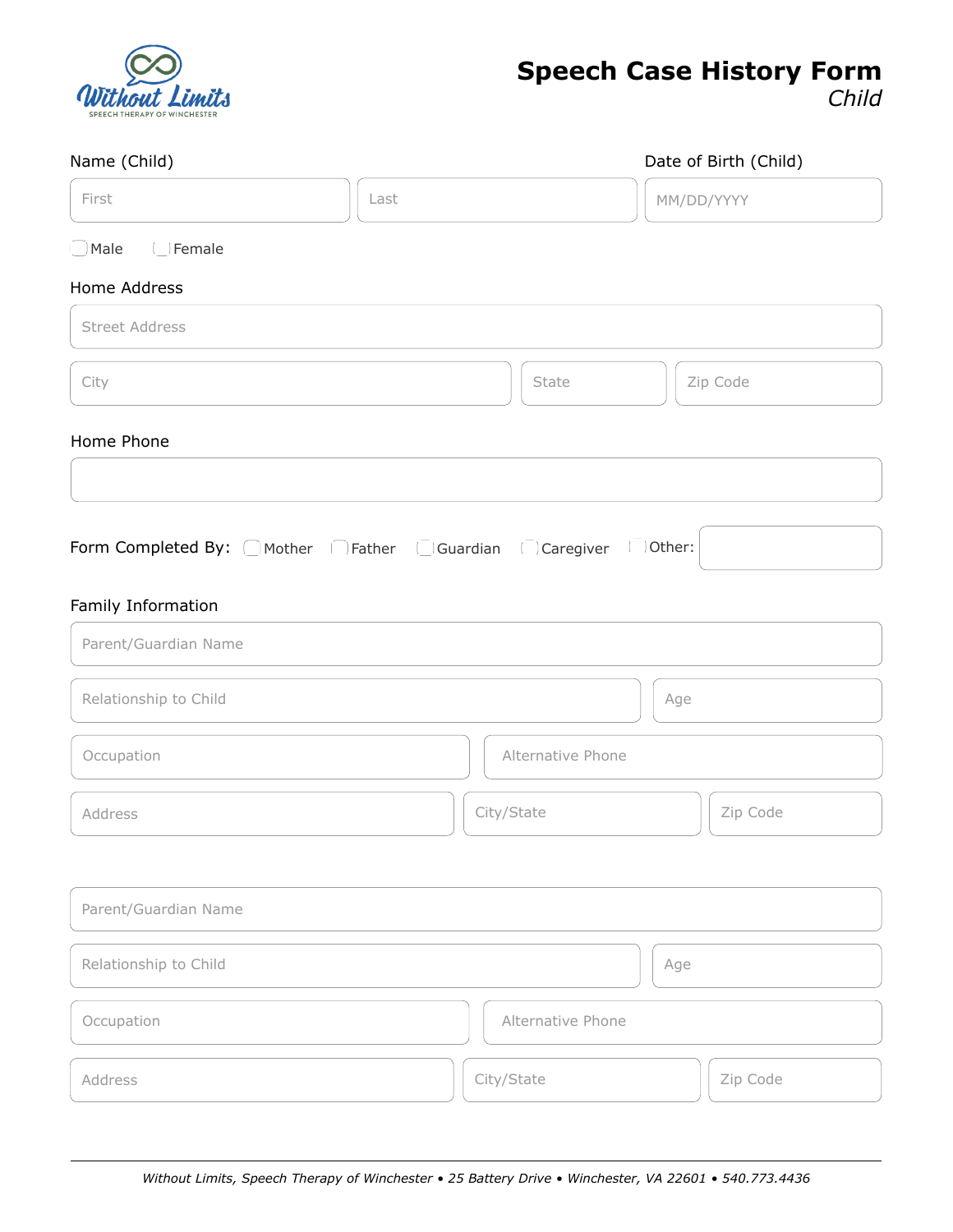# Speech Case History Form

*Child*

Without Limits
SPEECH THERAPY OF WINCHESTER

**Name (Child)**

First: ______ Last: ______

**Date of Birth (Child)**

MM/DD/YYYY: ______

☐ Male ☐ Female

**Home Address**

Street Address: ______

City: ______ State: ______ Zip Code: ______

**Home Phone**

______

**Form Completed By:** ☐ Mother ☐ Father ☐ Guardian ☐ Caregiver ☐ Other: ______

**Family Information**

Parent/Guardian Name: ______

Relationship to Child: ______ Age: ______

Occupation: ______ Alternative Phone: ______

Address: ______ City/State: ______ Zip Code: ______

Parent/Guardian Name: ______

Relationship to Child: ______ Age: ______

Occupation: ______ Alternative Phone: ______

Address: ______ City/State: ______ Zip Code: ______

*Without Limits, Speech Therapy of Winchester • 25 Battery Drive • Winchester, VA 22601 • 540.773.4436*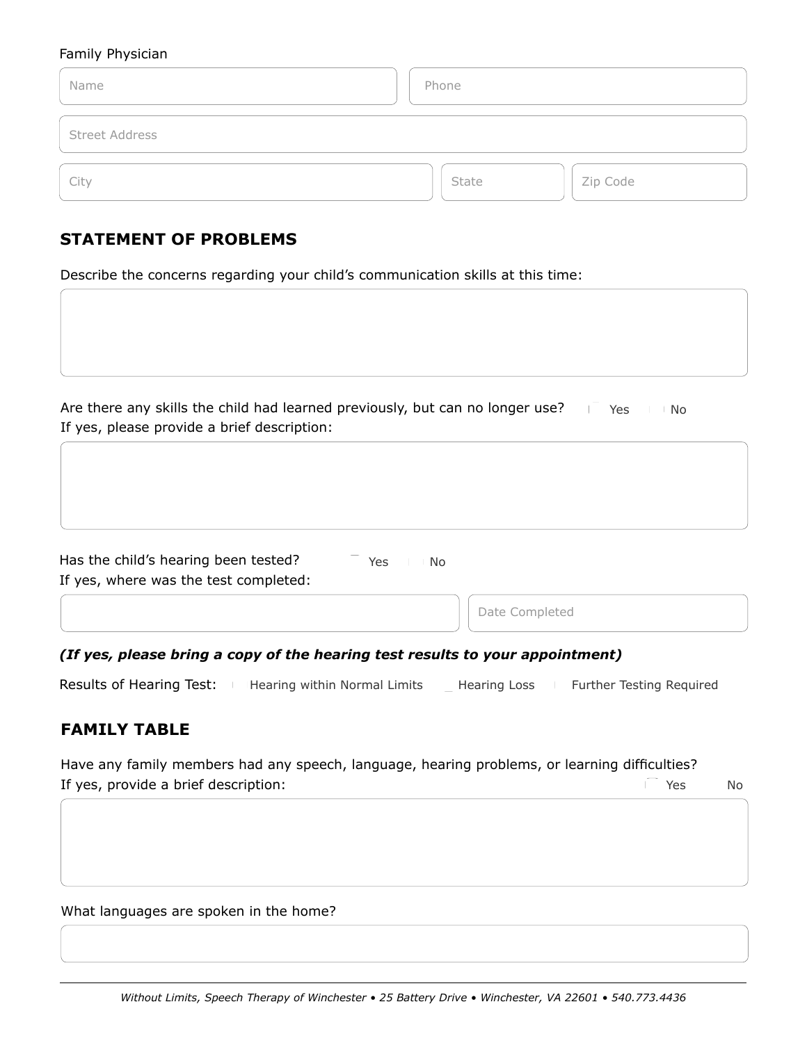Family Physician

Name | Phone

Street Address

City | State | Zip Code

## STATEMENT OF PROBLEMS

Describe the concerns regarding your child's communication skills at this time:

Are there any skills the child had learned previously, but can no longer use? ☐ Yes ☐ No

If yes, please provide a brief description:

Has the child's hearing been tested? ☐ Yes ☐ No

If yes, where was the test completed:

Date Completed

***(If yes, please bring a copy of the hearing test results to your appointment)***

Results of Hearing Test: ☐ Hearing within Normal Limits ☐ Hearing Loss ☐ Further Testing Required

## FAMILY TABLE

Have any family members had any speech, language, hearing problems, or learning difficulties?

If yes, provide a brief description: ☐ Yes ☐ No

What languages are spoken in the home?

*Without Limits, Speech Therapy of Winchester • 25 Battery Drive • Winchester, VA 22601 • 540.773.4436*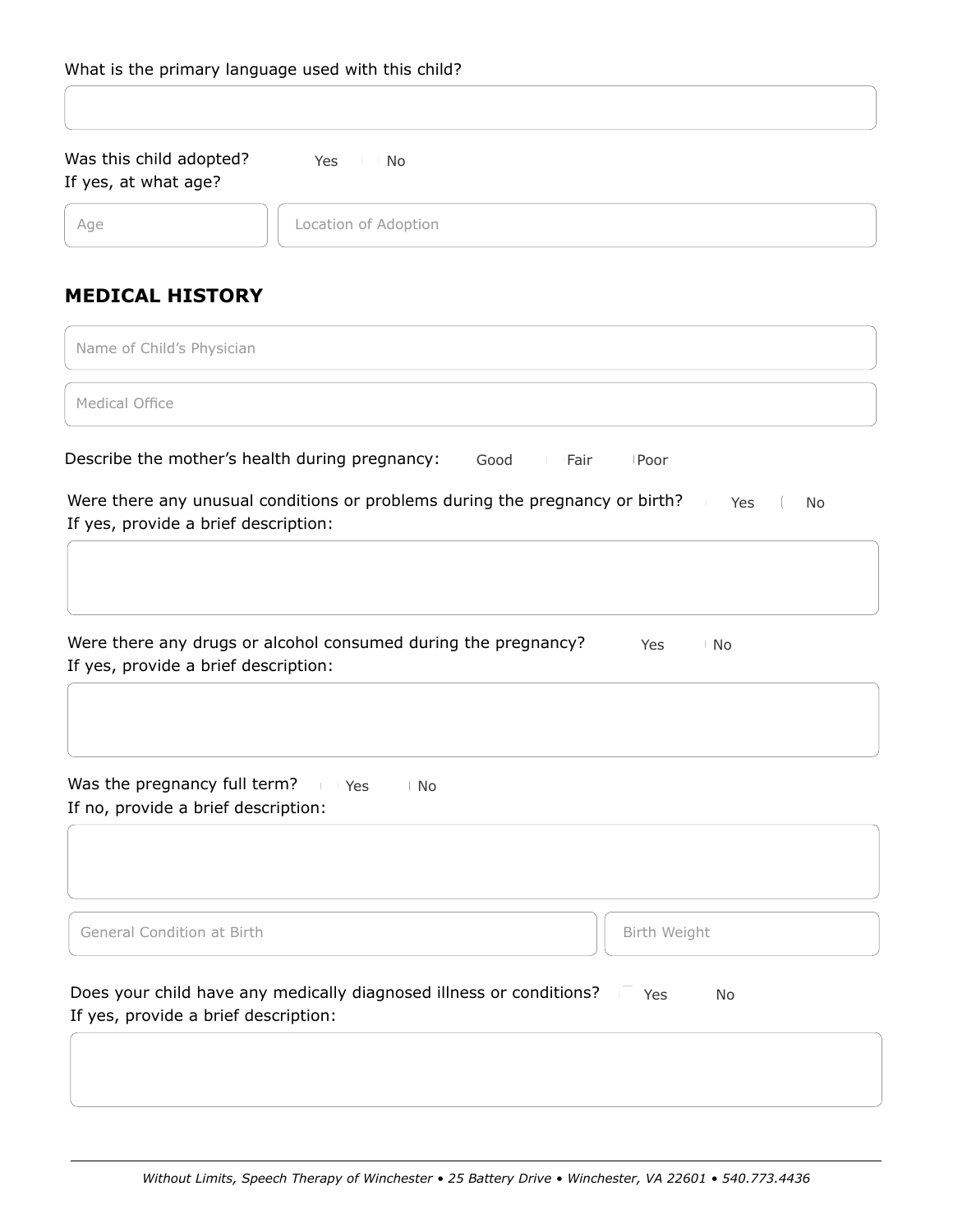What is the primary language used with this child?

\_\_\_\_\_\_\_\_\_\_\_\_\_\_\_\_\_\_\_\_

Was this child adopted? ☐ Yes ☐ No

If yes, at what age?

Age: \_\_\_\_\_\_\_\_ Location of Adoption: \_\_\_\_\_\_\_\_\_\_\_\_\_\_\_\_

## MEDICAL HISTORY

Name of Child's Physician: \_\_\_\_\_\_\_\_\_\_\_\_\_\_\_\_\_\_\_\_

Medical Office: \_\_\_\_\_\_\_\_\_\_\_\_\_\_\_\_\_\_\_\_

Describe the mother's health during pregnancy: ☐ Good ☐ Fair ☐ Poor

Were there any unusual conditions or problems during the pregnancy or birth? ☐ Yes ☐ No

If yes, provide a brief description:

\_\_\_\_\_\_\_\_\_\_\_\_\_\_\_\_\_\_\_\_

Were there any drugs or alcohol consumed during the pregnancy? ☐ Yes ☐ No

If yes, provide a brief description:

\_\_\_\_\_\_\_\_\_\_\_\_\_\_\_\_\_\_\_\_

Was the pregnancy full term? ☐ Yes ☐ No

If no, provide a brief description:

\_\_\_\_\_\_\_\_\_\_\_\_\_\_\_\_\_\_\_\_

General Condition at Birth: \_\_\_\_\_\_\_\_\_\_\_\_\_\_\_\_ Birth Weight: \_\_\_\_\_\_\_\_

Does your child have any medically diagnosed illness or conditions? ☐ Yes ☐ No

If yes, provide a brief description:

\_\_\_\_\_\_\_\_\_\_\_\_\_\_\_\_\_\_\_\_

*Without Limits, Speech Therapy of Winchester • 25 Battery Drive • Winchester, VA 22601 • 540.773.4436*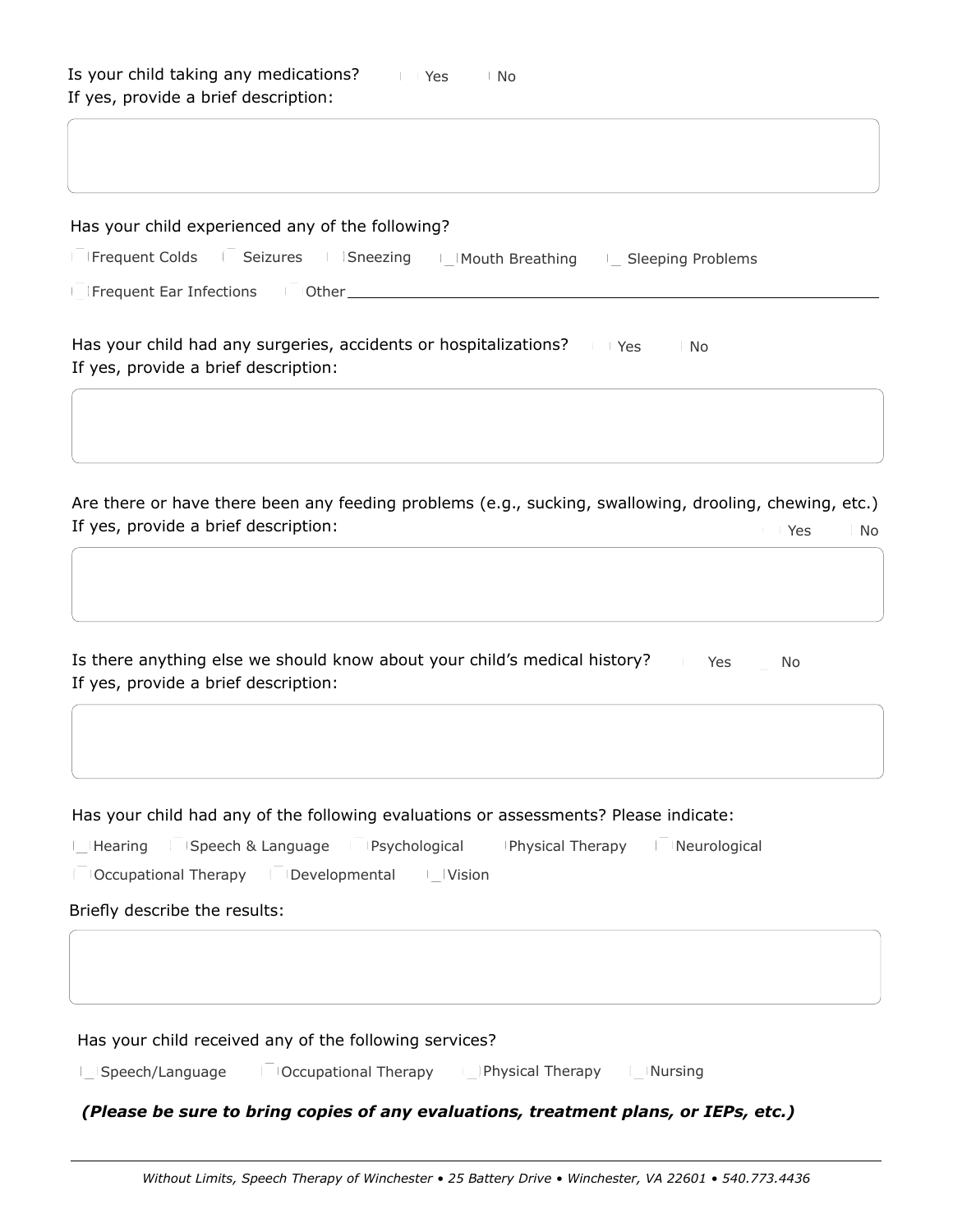Is your child taking any medications? ☐ Yes ☐ No

If yes, provide a brief description:

Has your child experienced any of the following?

☐ Frequent Colds ☐ Seizures ☐ Sneezing ☐ Mouth Breathing ☐ Sleeping Problems

☐ Frequent Ear Infections ☐ Other ____________________

Has your child had any surgeries, accidents or hospitalizations? ☐ Yes ☐ No

If yes, provide a brief description:

Are there or have there been any feeding problems (e.g., sucking, swallowing, drooling, chewing, etc.)

If yes, provide a brief description: ☐ Yes ☐ No

Is there anything else we should know about your child's medical history? ☐ Yes ☐ No

If yes, provide a brief description:

Has your child had any of the following evaluations or assessments? Please indicate:

☐ Hearing ☐ Speech & Language ☐ Psychological ☐ Physical Therapy ☐ Neurological

☐ Occupational Therapy ☐ Developmental ☐ Vision

Briefly describe the results:

Has your child received any of the following services?

☐ Speech/Language ☐ Occupational Therapy ☐ Physical Therapy ☐ Nursing

***(Please be sure to bring copies of any evaluations, treatment plans, or IEPs, etc.)***

*Without Limits, Speech Therapy of Winchester • 25 Battery Drive • Winchester, VA 22601 • 540.773.4436*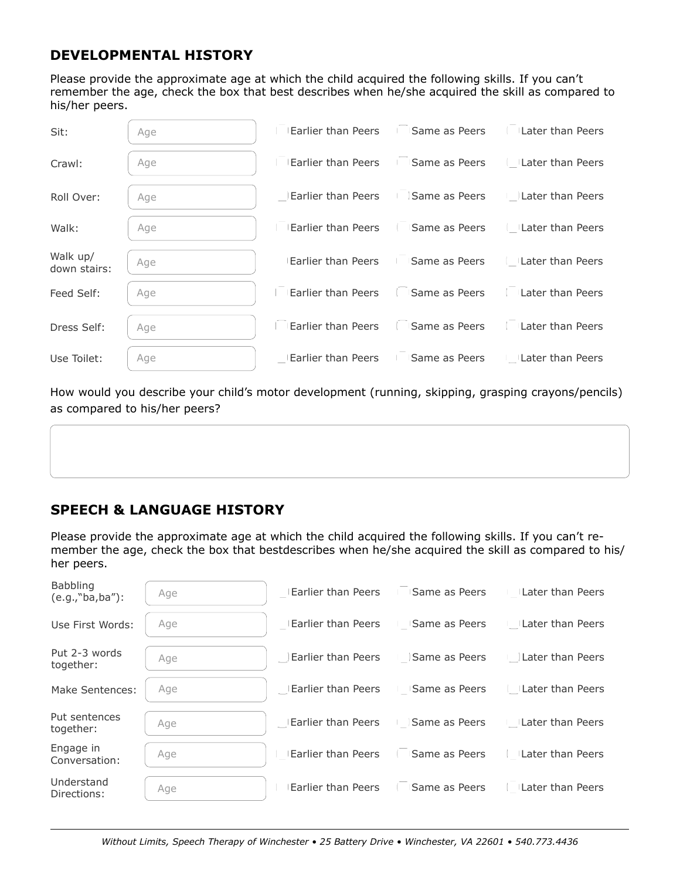## DEVELOPMENTAL HISTORY

Please provide the approximate age at which the child acquired the following skills. If you can't remember the age, check the box that best describes when he/she acquired the skill as compared to his/her peers.

| Skill | Age | | | |
|---|---|---|---|---|
| Sit: | Age | ☐ Earlier than Peers | ☐ Same as Peers | ☐ Later than Peers |
| Crawl: | Age | ☐ Earlier than Peers | ☐ Same as Peers | ☐ Later than Peers |
| Roll Over: | Age | ☐ Earlier than Peers | ☐ Same as Peers | ☐ Later than Peers |
| Walk: | Age | ☐ Earlier than Peers | ☐ Same as Peers | ☐ Later than Peers |
| Walk up/ down stairs: | Age | ☐ Earlier than Peers | ☐ Same as Peers | ☐ Later than Peers |
| Feed Self: | Age | ☐ Earlier than Peers | ☐ Same as Peers | ☐ Later than Peers |
| Dress Self: | Age | ☐ Earlier than Peers | ☐ Same as Peers | ☐ Later than Peers |
| Use Toilet: | Age | ☐ Earlier than Peers | ☐ Same as Peers | ☐ Later than Peers |

How would you describe your child's motor development (running, skipping, grasping crayons/pencils) as compared to his/her peers?

## SPEECH & LANGUAGE HISTORY

Please provide the approximate age at which the child acquired the following skills. If you can't remember the age, check the box that bestdescribes when he/she acquired the skill as compared to his/her peers.

| Skill | Age | | | |
|---|---|---|---|---|
| Babbling (e.g.,"ba,ba"): | Age | ☐ Earlier than Peers | ☐ Same as Peers | ☐ Later than Peers |
| Use First Words: | Age | ☐ Earlier than Peers | ☐ Same as Peers | ☐ Later than Peers |
| Put 2-3 words together: | Age | ☐ Earlier than Peers | ☐ Same as Peers | ☐ Later than Peers |
| Make Sentences: | Age | ☐ Earlier than Peers | ☐ Same as Peers | ☐ Later than Peers |
| Put sentences together: | Age | ☐ Earlier than Peers | ☐ Same as Peers | ☐ Later than Peers |
| Engage in Conversation: | Age | ☐ Earlier than Peers | ☐ Same as Peers | ☐ Later than Peers |
| Understand Directions: | Age | ☐ Earlier than Peers | ☐ Same as Peers | ☐ Later than Peers |

*Without Limits, Speech Therapy of Winchester • 25 Battery Drive • Winchester, VA 22601 • 540.773.4436*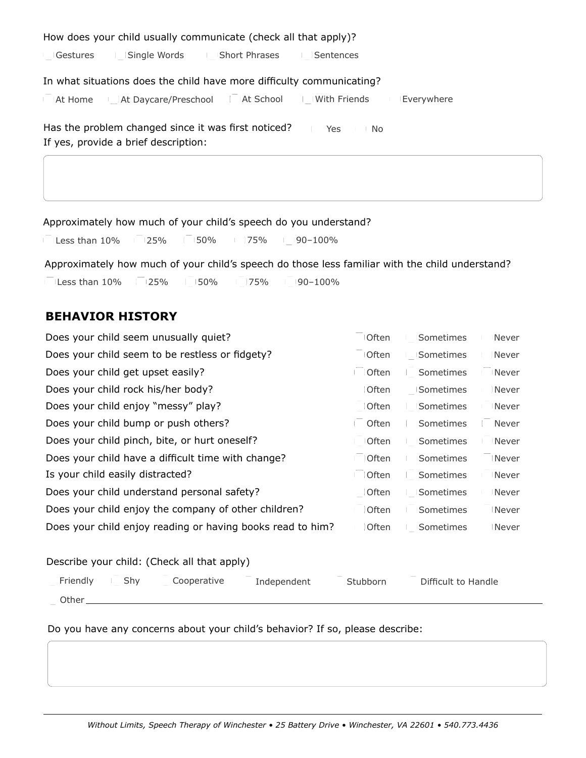How does your child usually communicate (check all that apply)?

☐ Gestures ☐ Single Words ☐ Short Phrases ☐ Sentences

In what situations does the child have more difficulty communicating?

☐ At Home ☐ At Daycare/Preschool ☐ At School ☐ With Friends ☐ Everywhere

Has the problem changed since it was first noticed? ☐ Yes ☐ No

If yes, provide a brief description:

Approximately how much of your child's speech do you understand?

☐ Less than 10% ☐ 25% ☐ 50% ☐ 75% ☐ 90–100%

Approximately how much of your child's speech do those less familiar with the child understand?

☐ Less than 10% ☐ 25% ☐ 50% ☐ 75% ☐ 90–100%

## BEHAVIOR HISTORY

| Question | Often | Sometimes | Never |
|---|---|---|---|
| Does your child seem unusually quiet? | ☐ | ☐ | ☐ |
| Does your child seem to be restless or fidgety? | ☐ | ☐ | ☐ |
| Does your child get upset easily? | ☐ | ☐ | ☐ |
| Does your child rock his/her body? | ☐ | ☐ | ☐ |
| Does your child enjoy "messy" play? | ☐ | ☐ | ☐ |
| Does your child bump or push others? | ☐ | ☐ | ☐ |
| Does your child pinch, bite, or hurt oneself? | ☐ | ☐ | ☐ |
| Does your child have a difficult time with change? | ☐ | ☐ | ☐ |
| Is your child easily distracted? | ☐ | ☐ | ☐ |
| Does your child understand personal safety? | ☐ | ☐ | ☐ |
| Does your child enjoy the company of other children? | ☐ | ☐ | ☐ |
| Does your child enjoy reading or having books read to him? | ☐ | ☐ | ☐ |

Describe your child: (Check all that apply)

☐ Friendly ☐ Shy ☐ Cooperative ☐ Independent ☐ Stubborn ☐ Difficult to Handle

☐ Other ____________________

Do you have any concerns about your child's behavior? If so, please describe: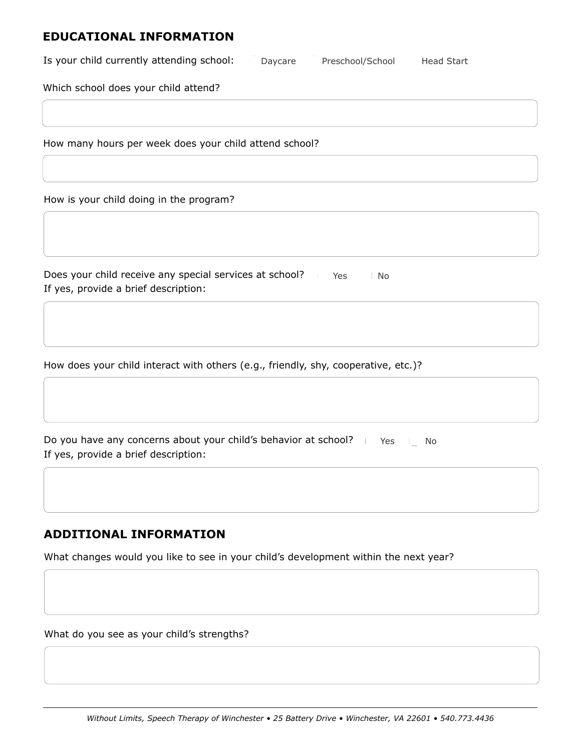## EDUCATIONAL INFORMATION

Is your child currently attending school: ☐ Daycare ☐ Preschool/School ☐ Head Start

Which school does your child attend?

How many hours per week does your child attend school?

How is your child doing in the program?

Does your child receive any special services at school? ☐ Yes ☐ No
If yes, provide a brief description:

How does your child interact with others (e.g., friendly, shy, cooperative, etc.)?

Do you have any concerns about your child's behavior at school? ☐ Yes ☐ No
If yes, provide a brief description:

## ADDITIONAL INFORMATION

What changes would you like to see in your child's development within the next year?

What do you see as your child's strengths?

*Without Limits, Speech Therapy of Winchester • 25 Battery Drive • Winchester, VA 22601 • 540.773.4436*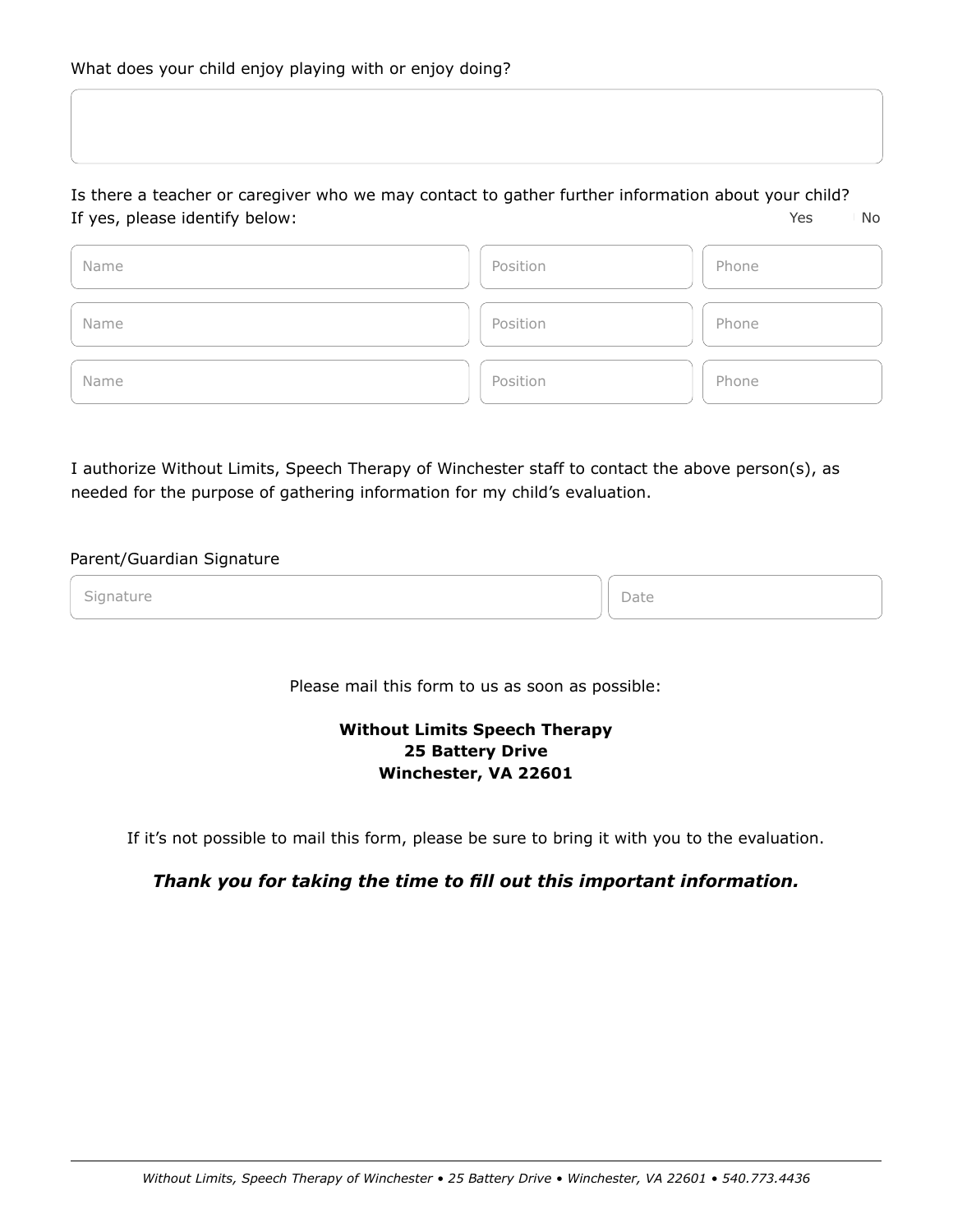What does your child enjoy playing with or enjoy doing?

Is there a teacher or caregiver who we may contact to gather further information about your child? If yes, please identify below:

Yes No

| Name | Position | Phone |
|---|---|---|
| | | |
| | | |
| | | |

I authorize Without Limits, Speech Therapy of Winchester staff to contact the above person(s), as needed for the purpose of gathering information for my child's evaluation.

Parent/Guardian Signature

Signature

Date

Please mail this form to us as soon as possible:

**Without Limits Speech Therapy**
**25 Battery Drive**
**Winchester, VA 22601**

If it's not possible to mail this form, please be sure to bring it with you to the evaluation.

***Thank you for taking the time to fill out this important information.***